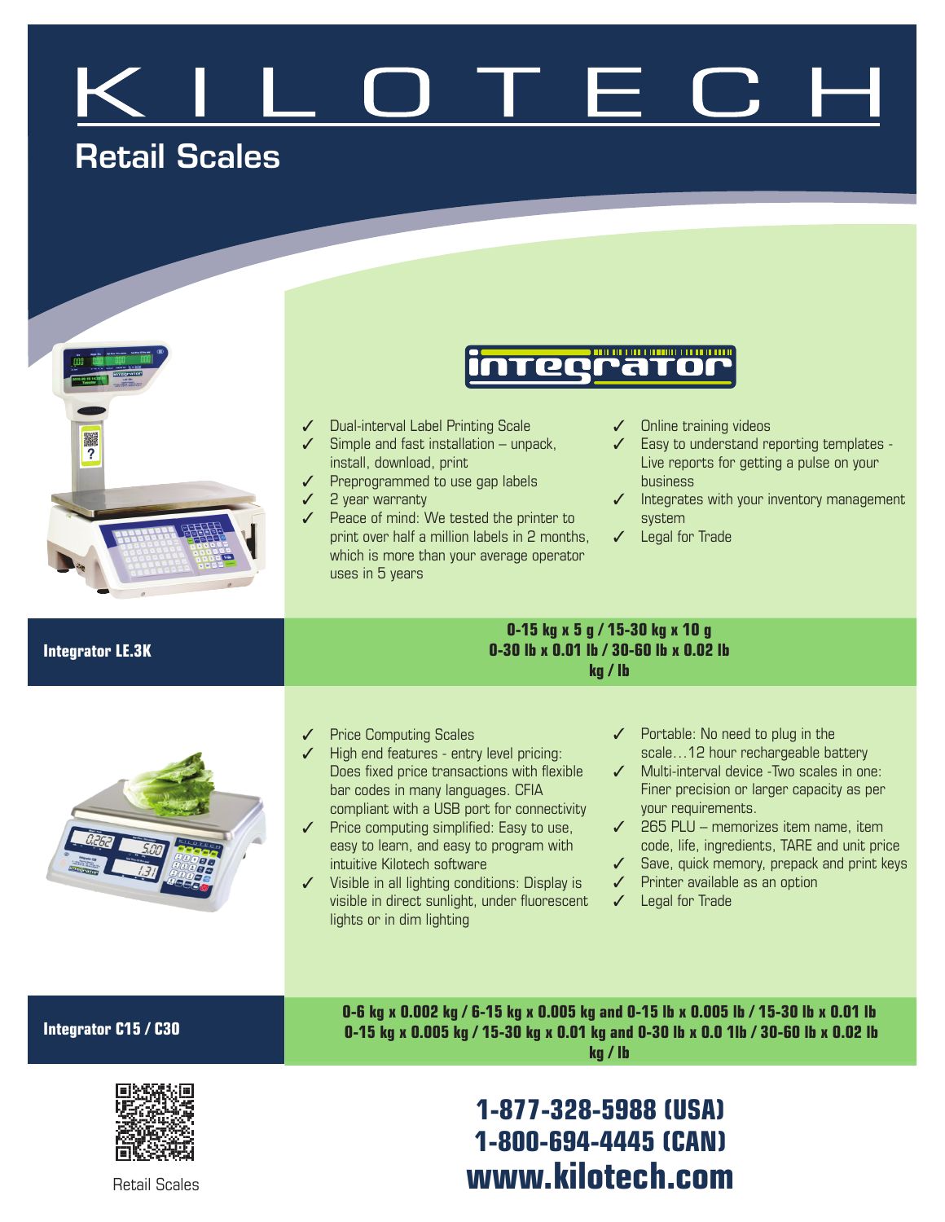# KILOTECH

## Retail Scales

integrator

- ✓ Dual-interval Label Printing Scale
- ✓ Simple and fast installation – unpack, install, download, print
- ✓ Preprogrammed to use gap labels
- ✓ 2 year warranty
- ✓ Peace of mind: We tested the printer to print over half a million labels in 2 months, which is more than your average operator uses in 5 years
- ✓ Online training videos
- ✓ Easy to understand reporting templates - Live reports for getting a pulse on your business
- ✓ Integrates with your inventory management system
- ✓ Legal for Trade

**Integrator LE.3K**

**0-15 kg x 5 g / 15-30 kg x 10 g**
**0-30 lb x 0.01 lb / 30-60 lb x 0.02 lb**
**kg / lb**

- ✓ Price Computing Scales
- ✓ High end features - entry level pricing: Does fixed price transactions with flexible bar codes in many languages. CFIA compliant with a USB port for connectivity
- ✓ Price computing simplified: Easy to use, easy to learn, and easy to program with intuitive Kilotech software
- ✓ Visible in all lighting conditions: Display is visible in direct sunlight, under fluorescent lights or in dim lighting
- ✓ Portable: No need to plug in the scale…12 hour rechargeable battery
- ✓ Multi-interval device -Two scales in one: Finer precision or larger capacity as per your requirements.
- ✓ 265 PLU – memorizes item name, item code, life, ingredients, TARE and unit price
- ✓ Save, quick memory, prepack and print keys
- ✓ Printer available as an option
- ✓ Legal for Trade

**Integrator C15 / C30**

**0-6 kg x 0.002 kg / 6-15 kg x 0.005 kg and 0-15 lb x 0.005 lb / 15-30 lb x 0.01 lb**
**0-15 kg x 0.005 kg / 15-30 kg x 0.01 kg and 0-30 lb x 0.0 1lb / 30-60 lb x 0.02 lb**
**kg / lb**

Retail Scales

**1-877-328-5988 (USA)**
**1-800-694-4445 (CAN)**
**www.kilotech.com**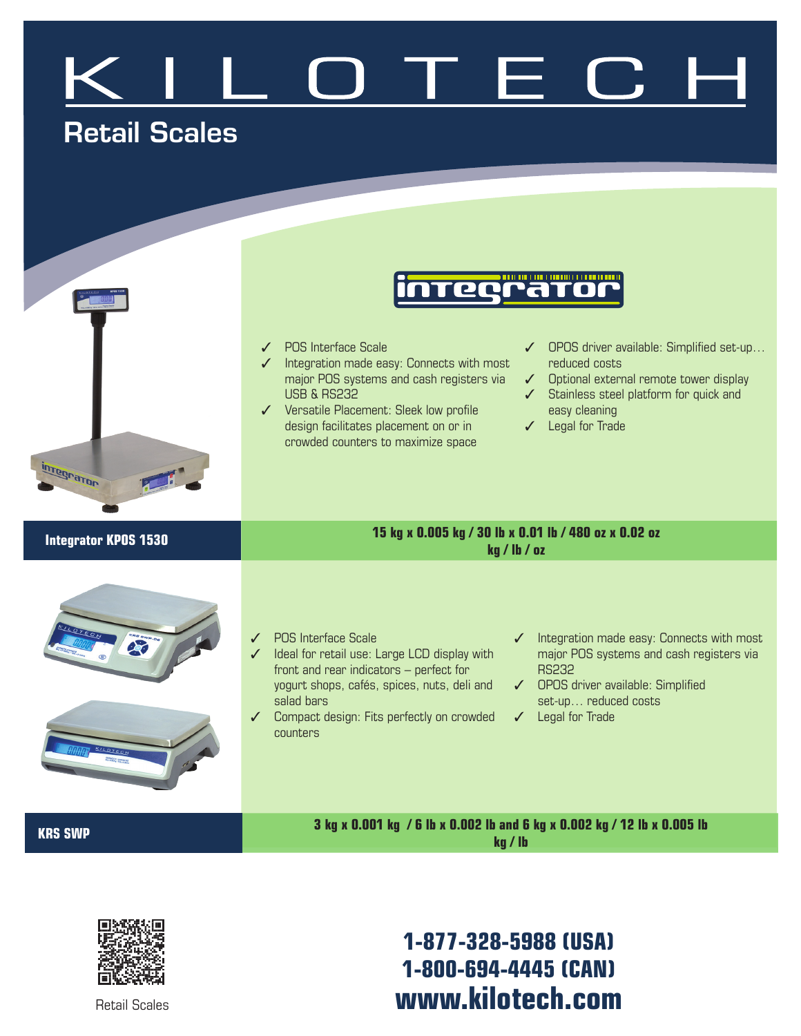# KILOTECH

## Retail Scales

integrator

- ✓ POS Interface Scale
- ✓ Integration made easy: Connects with most major POS systems and cash registers via USB & RS232
- ✓ Versatile Placement: Sleek low profile design facilitates placement on or in crowded counters to maximize space
- ✓ OPOS driver available: Simplified set-up… reduced costs
- ✓ Optional external remote tower display
- ✓ Stainless steel platform for quick and easy cleaning
- ✓ Legal for Trade

**Integrator KPOS 1530**

**15 kg x 0.005 kg / 30 lb x 0.01 lb / 480 oz x 0.02 oz**
**kg / lb / oz**

- ✓ POS Interface Scale
- ✓ Ideal for retail use: Large LCD display with front and rear indicators – perfect for yogurt shops, cafés, spices, nuts, deli and salad bars
- ✓ Compact design: Fits perfectly on crowded counters
- ✓ Integration made easy: Connects with most major POS systems and cash registers via RS232
- ✓ OPOS driver available: Simplified set-up… reduced costs
- ✓ Legal for Trade

**KRS SWP**

**3 kg x 0.001 kg / 6 lb x 0.002 lb and 6 kg x 0.002 kg / 12 lb x 0.005 lb**
**kg / lb**

Retail Scales

**1-877-328-5988 (USA)**
**1-800-694-4445 (CAN)**
**www.kilotech.com**